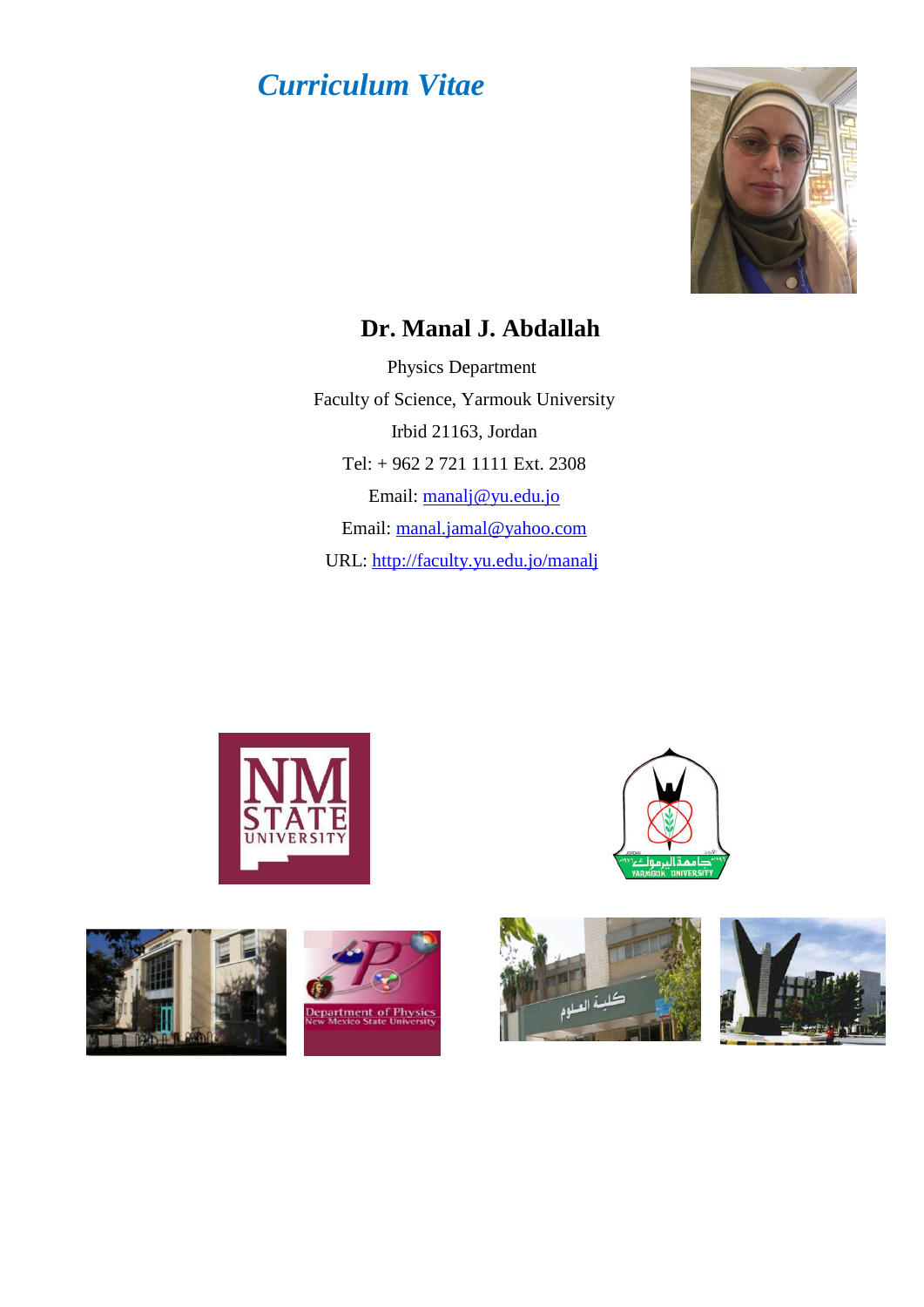# *Curriculum Vitae*

## Dr. Manal J. Abdallah

Physics Department

Faculty of Science, Yarmouk University

Irbid 21163, Jordan

Tel: + 962 2 721 1111 Ext. 2308

Email: manalj@yu.edu.jo

Email: manal.jamal@yahoo.com

URL: http://faculty.yu.edu.jo/manalj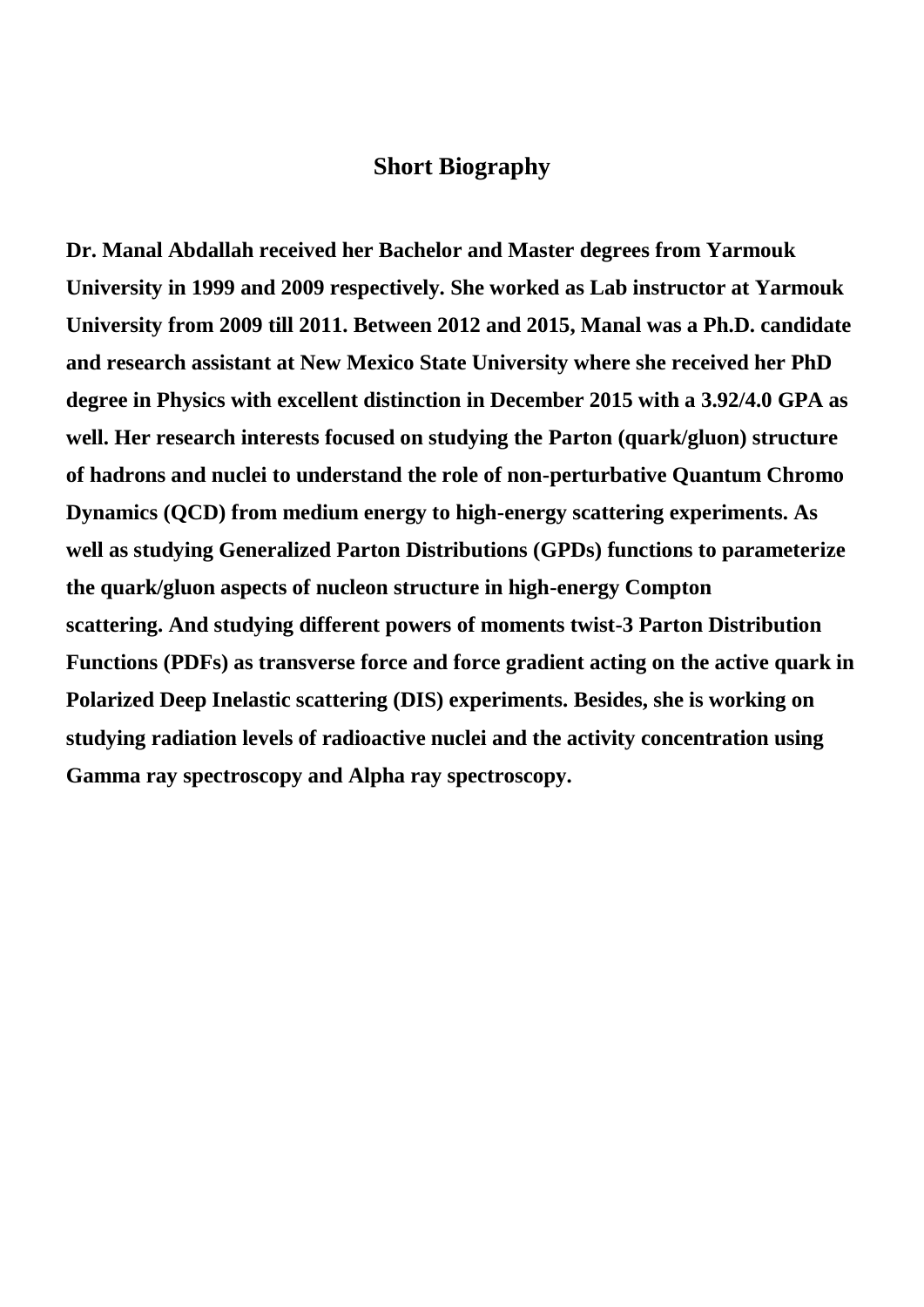## Short Biography

**Dr. Manal Abdallah received her Bachelor and Master degrees from Yarmouk University in 1999 and 2009 respectively. She worked as Lab instructor at Yarmouk University from 2009 till 2011. Between 2012 and 2015, Manal was a Ph.D. candidate and research assistant at New Mexico State University where she received her PhD degree in Physics with excellent distinction in December 2015 with a 3.92/4.0 GPA as well. Her research interests focused on studying the Parton (quark/gluon) structure of hadrons and nuclei to understand the role of non-perturbative Quantum Chromo Dynamics (QCD) from medium energy to high-energy scattering experiments. As well as studying Generalized Parton Distributions (GPDs) functions to parameterize the quark/gluon aspects of nucleon structure in high-energy Compton scattering. And studying different powers of moments twist-3 Parton Distribution Functions (PDFs) as transverse force and force gradient acting on the active quark in Polarized Deep Inelastic scattering (DIS) experiments. Besides, she is working on studying radiation levels of radioactive nuclei and the activity concentration using Gamma ray spectroscopy and Alpha ray spectroscopy.**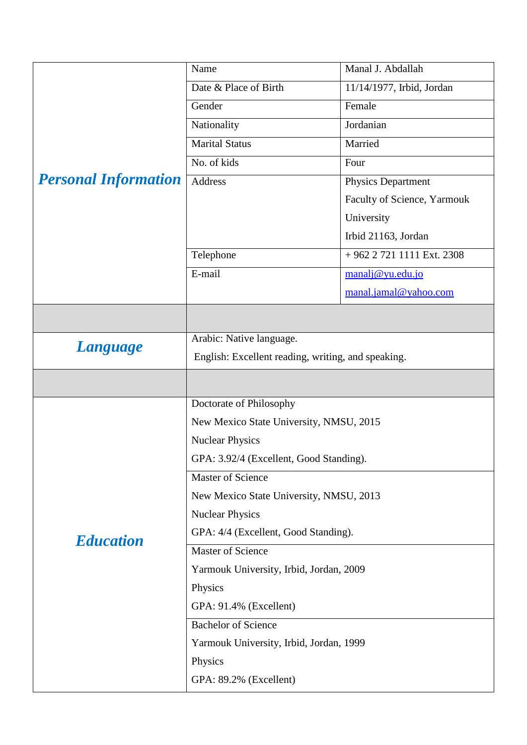## *Personal Information*

| | |
|---|---|
| Name | Manal J. Abdallah |
| Date & Place of Birth | 11/14/1977, Irbid, Jordan |
| Gender | Female |
| Nationality | Jordanian |
| Marital Status | Married |
| No. of kids | Four |
| Address | Physics Department<br>Faculty of Science, Yarmouk University<br>Irbid 21163, Jordan |
| Telephone | + 962 2 721 1111 Ext. 2308 |
| E-mail | manalj@yu.edu.jo<br>manal.jamal@yahoo.com |

## *Language*

Arabic: Native language.

English: Excellent reading, writing, and speaking.

## *Education*

Doctorate of Philosophy
New Mexico State University, NMSU, 2015
Nuclear Physics
GPA: 3.92/4 (Excellent, Good Standing).

Master of Science
New Mexico State University, NMSU, 2013
Nuclear Physics
GPA: 4/4 (Excellent, Good Standing).

Master of Science
Yarmouk University, Irbid, Jordan, 2009
Physics
GPA: 91.4% (Excellent)

Bachelor of Science
Yarmouk University, Irbid, Jordan, 1999
Physics
GPA: 89.2% (Excellent)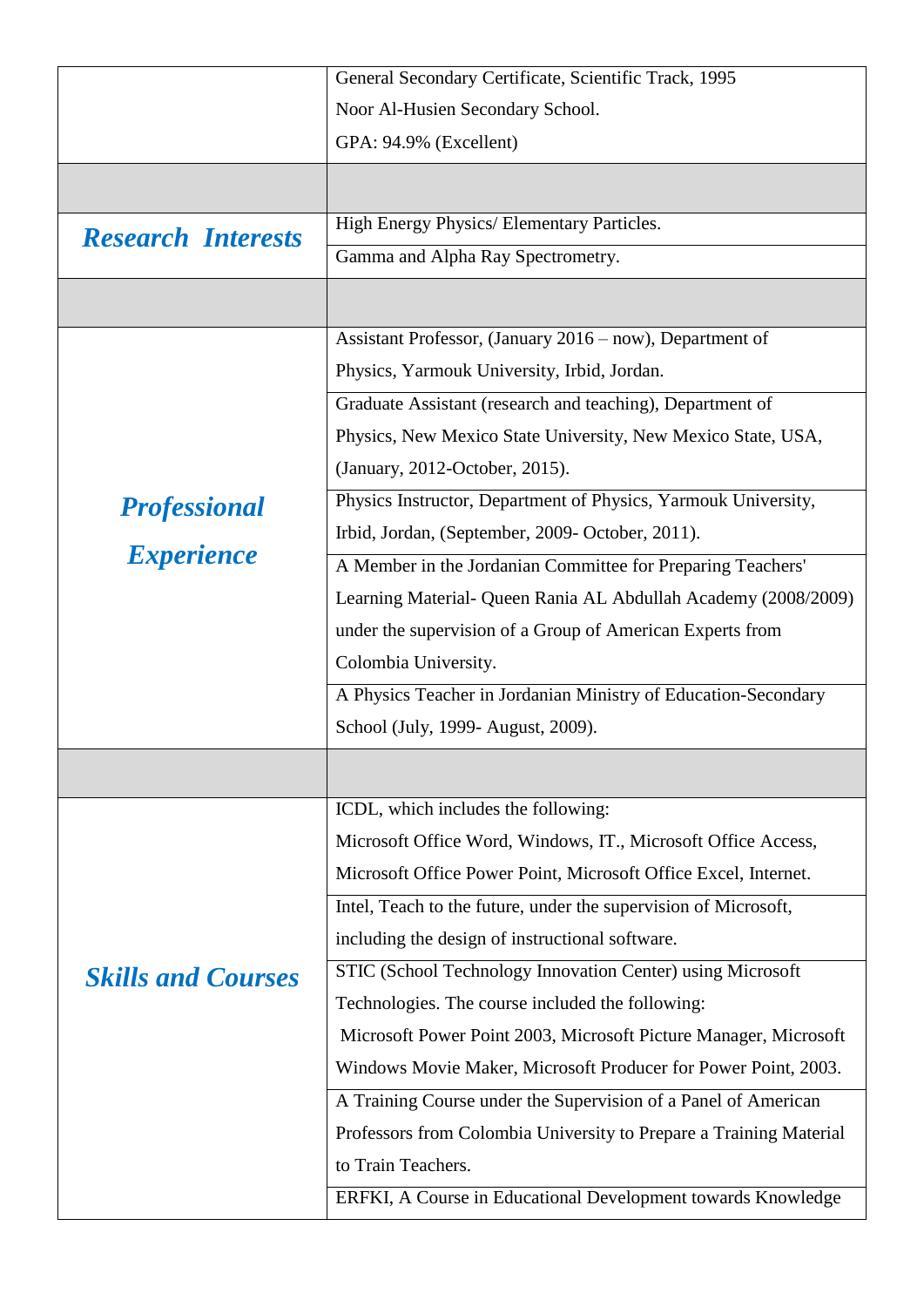| | |
|---|---|
| | General Secondary Certificate, Scientific Track, 1995<br>Noor Al-Husien Secondary School.<br>GPA: 94.9% (Excellent) |
| | |
| ***Research Interests*** | High Energy Physics/ Elementary Particles. |
| | Gamma and Alpha Ray Spectrometry. |
| | |
| ***Professional Experience*** | Assistant Professor, (January 2016 – now), Department of Physics, Yarmouk University, Irbid, Jordan. |
| | Graduate Assistant (research and teaching), Department of Physics, New Mexico State University, New Mexico State, USA, (January, 2012-October, 2015). |
| | Physics Instructor, Department of Physics, Yarmouk University, Irbid, Jordan, (September, 2009- October, 2011). |
| | A Member in the Jordanian Committee for Preparing Teachers' Learning Material- Queen Rania AL Abdullah Academy (2008/2009) under the supervision of a Group of American Experts from Colombia University. |
| | A Physics Teacher in Jordanian Ministry of Education-Secondary School (July, 1999- August, 2009). |
| | |
| ***Skills and Courses*** | ICDL, which includes the following:<br>Microsoft Office Word, Windows, IT., Microsoft Office Access, Microsoft Office Power Point, Microsoft Office Excel, Internet. |
| | Intel, Teach to the future, under the supervision of Microsoft, including the design of instructional software. |
| | STIC (School Technology Innovation Center) using Microsoft Technologies. The course included the following:<br>Microsoft Power Point 2003, Microsoft Picture Manager, Microsoft Windows Movie Maker, Microsoft Producer for Power Point, 2003. |
| | A Training Course under the Supervision of a Panel of American Professors from Colombia University to Prepare a Training Material to Train Teachers. |
| | ERFKI, A Course in Educational Development towards Knowledge |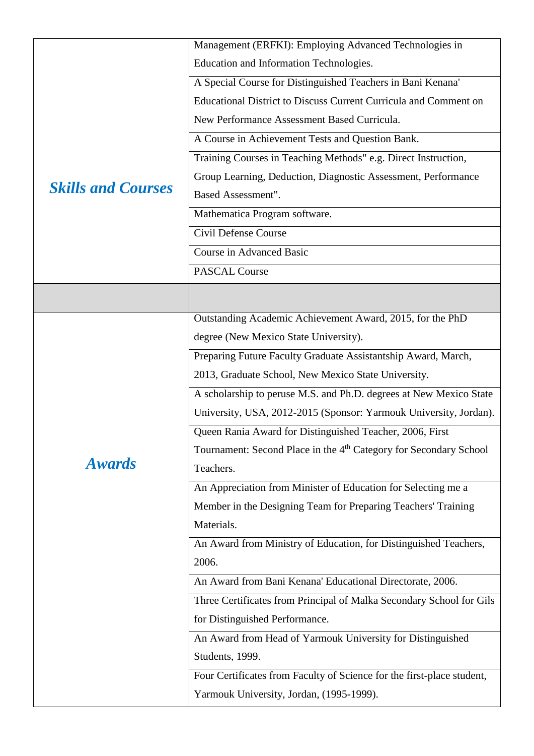| | |
|---|---|
| ***Skills and Courses*** | Management (ERFKI): Employing Advanced Technologies in Education and Information Technologies. |
| | A Special Course for Distinguished Teachers in Bani Kenana' Educational District to Discuss Current Curricula and Comment on New Performance Assessment Based Curricula. |
| | A Course in Achievement Tests and Question Bank. |
| | Training Courses in Teaching Methods" e.g. Direct Instruction, Group Learning, Deduction, Diagnostic Assessment, Performance Based Assessment". |
| | Mathematica Program software. |
| | Civil Defense Course |
| | Course in Advanced Basic |
| | PASCAL Course |
| | |
| ***Awards*** | Outstanding Academic Achievement Award, 2015, for the PhD degree (New Mexico State University). |
| | Preparing Future Faculty Graduate Assistantship Award, March, 2013, Graduate School, New Mexico State University. |
| | A scholarship to peruse M.S. and Ph.D. degrees at New Mexico State University, USA, 2012-2015 (Sponsor: Yarmouk University, Jordan). |
| | Queen Rania Award for Distinguished Teacher, 2006, First Tournament: Second Place in the 4th Category for Secondary School Teachers. |
| | An Appreciation from Minister of Education for Selecting me a Member in the Designing Team for Preparing Teachers' Training Materials. |
| | An Award from Ministry of Education, for Distinguished Teachers, 2006. |
| | An Award from Bani Kenana' Educational Directorate, 2006. |
| | Three Certificates from Principal of Malka Secondary School for Gils for Distinguished Performance. |
| | An Award from Head of Yarmouk University for Distinguished Students, 1999. |
| | Four Certificates from Faculty of Science for the first-place student, Yarmouk University, Jordan, (1995-1999). |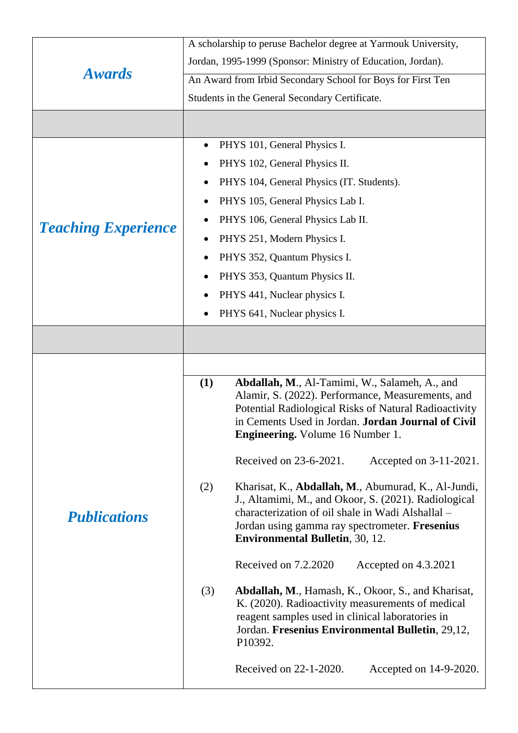| | |
|---|---|
| ***Awards*** | A scholarship to peruse Bachelor degree at Yarmouk University, Jordan, 1995-1999 (Sponsor: Ministry of Education, Jordan).<br>An Award from Irbid Secondary School for Boys for First Ten Students in the General Secondary Certificate. |
| | |
| ***Teaching Experience*** | • PHYS 101, General Physics I.<br>• PHYS 102, General Physics II.<br>• PHYS 104, General Physics (IT. Students).<br>• PHYS 105, General Physics Lab I.<br>• PHYS 106, General Physics Lab II.<br>• PHYS 251, Modern Physics I.<br>• PHYS 352, Quantum Physics I.<br>• PHYS 353, Quantum Physics II.<br>• PHYS 441, Nuclear physics I.<br>• PHYS 641, Nuclear physics I. |
| | |
| ***Publications*** | **(1)** **Abdallah, M**., Al-Tamimi, W., Salameh, A., and Alamir, S. (2022). Performance, Measurements, and Potential Radiological Risks of Natural Radioactivity in Cements Used in Jordan. **Jordan Journal of Civil Engineering.** Volume 16 Number 1.<br>Received on 23-6-2021. Accepted on 3-11-2021.<br><br>(2) Kharisat, K., **Abdallah, M**., Abumurad, K., Al-Jundi, J., Altamimi, M., and Okoor, S. (2021). Radiological characterization of oil shale in Wadi Alshallal – Jordan using gamma ray spectrometer. **Fresenius Environmental Bulletin**, 30, 12.<br>Received on 7.2.2020 Accepted on 4.3.2021<br><br>(3) **Abdallah, M**., Hamash, K., Okoor, S., and Kharisat, K. (2020). Radioactivity measurements of medical reagent samples used in clinical laboratories in Jordan. **Fresenius Environmental Bulletin**, 29,12, P10392.<br>Received on 22-1-2020. Accepted on 14-9-2020. |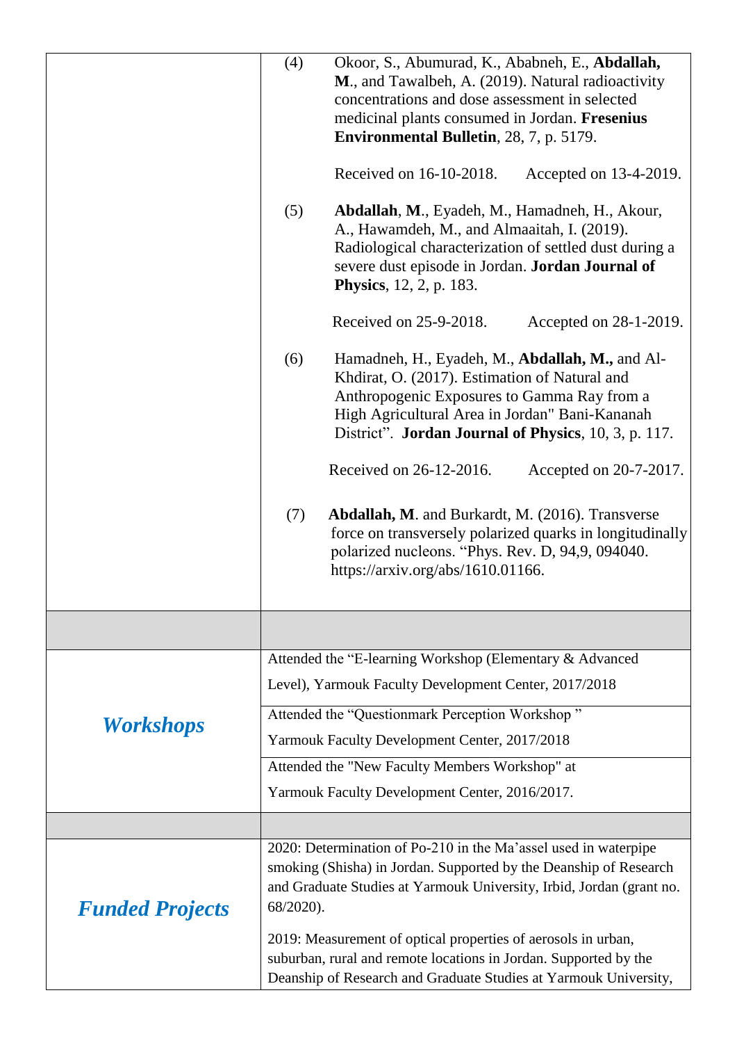(4) Okoor, S., Abumurad, K., Ababneh, E., **Abdallah, M**., and Tawalbeh, A. (2019). Natural radioactivity concentrations and dose assessment in selected medicinal plants consumed in Jordan. **Fresenius Environmental Bulletin**, 28, 7, p. 5179.

Received on 16-10-2018. Accepted on 13-4-2019.

(5) **Abdallah**, **M**., Eyadeh, M., Hamadneh, H., Akour, A., Hawamdeh, M., and Almaaitah, I. (2019). Radiological characterization of settled dust during a severe dust episode in Jordan. **Jordan Journal of Physics**, 12, 2, p. 183.

Received on 25-9-2018. Accepted on 28-1-2019.

(6) Hamadneh, H., Eyadeh, M., **Abdallah, M.,** and Al-Khdirat, O. (2017). Estimation of Natural and Anthropogenic Exposures to Gamma Ray from a High Agricultural Area in Jordan" Bani-Kananah District". **Jordan Journal of Physics**, 10, 3, p. 117.

Received on 26-12-2016. Accepted on 20-7-2017.

(7) **Abdallah, M**. and Burkardt, M. (2016). Transverse force on transversely polarized quarks in longitudinally polarized nucleons. "Phys. Rev. D, 94,9, 094040. https://arxiv.org/abs/1610.01166.

## *Workshops*

- Attended the "E-learning Workshop (Elementary & Advanced Level), Yarmouk Faculty Development Center, 2017/2018
- Attended the "Questionmark Perception Workshop " Yarmouk Faculty Development Center, 2017/2018
- Attended the "New Faculty Members Workshop" at Yarmouk Faculty Development Center, 2016/2017.

## *Funded Projects*

2020: Determination of Po-210 in the Ma'assel used in waterpipe smoking (Shisha) in Jordan. Supported by the Deanship of Research and Graduate Studies at Yarmouk University, Irbid, Jordan (grant no. 68/2020).

2019: Measurement of optical properties of aerosols in urban, suburban, rural and remote locations in Jordan. Supported by the Deanship of Research and Graduate Studies at Yarmouk University,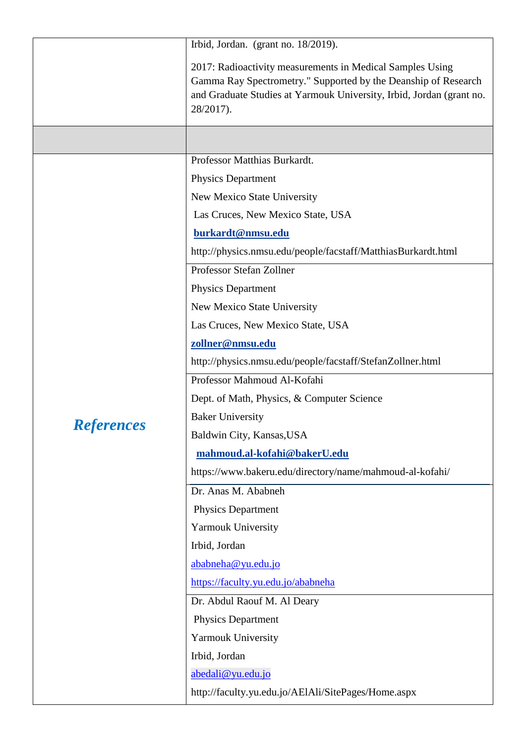| | |
|---|---|
| | Irbid, Jordan. (grant no. 18/2019).<br><br>2017: Radioactivity measurements in Medical Samples Using Gamma Ray Spectrometry." Supported by the Deanship of Research and Graduate Studies at Yarmouk University, Irbid, Jordan (grant no. 28/2017). |
| | |
| ***References*** | Professor Matthias Burkardt.<br>Physics Department<br>New Mexico State University<br>Las Cruces, New Mexico State, USA<br>**burkardt@nmsu.edu**<br>http://physics.nmsu.edu/people/facstaff/MatthiasBurkardt.html |
| | Professor Stefan Zollner<br>Physics Department<br>New Mexico State University<br>Las Cruces, New Mexico State, USA<br>**zollner@nmsu.edu**<br>http://physics.nmsu.edu/people/facstaff/StefanZollner.html |
| | Professor Mahmoud Al-Kofahi<br>Dept. of Math, Physics, & Computer Science<br>Baker University<br>Baldwin City, Kansas,USA<br>**mahmoud.al-kofahi@bakerU.edu**<br>https://www.bakeru.edu/directory/name/mahmoud-al-kofahi/ |
| | Dr. Anas M. Ababneh<br>Physics Department<br>Yarmouk University<br>Irbid, Jordan<br>ababneha@yu.edu.jo<br>https://faculty.yu.edu.jo/ababneha |
| | Dr. Abdul Raouf M. Al Deary<br>Physics Department<br>Yarmouk University<br>Irbid, Jordan<br>abedali@yu.edu.jo<br>http://faculty.yu.edu.jo/AElAli/SitePages/Home.aspx |